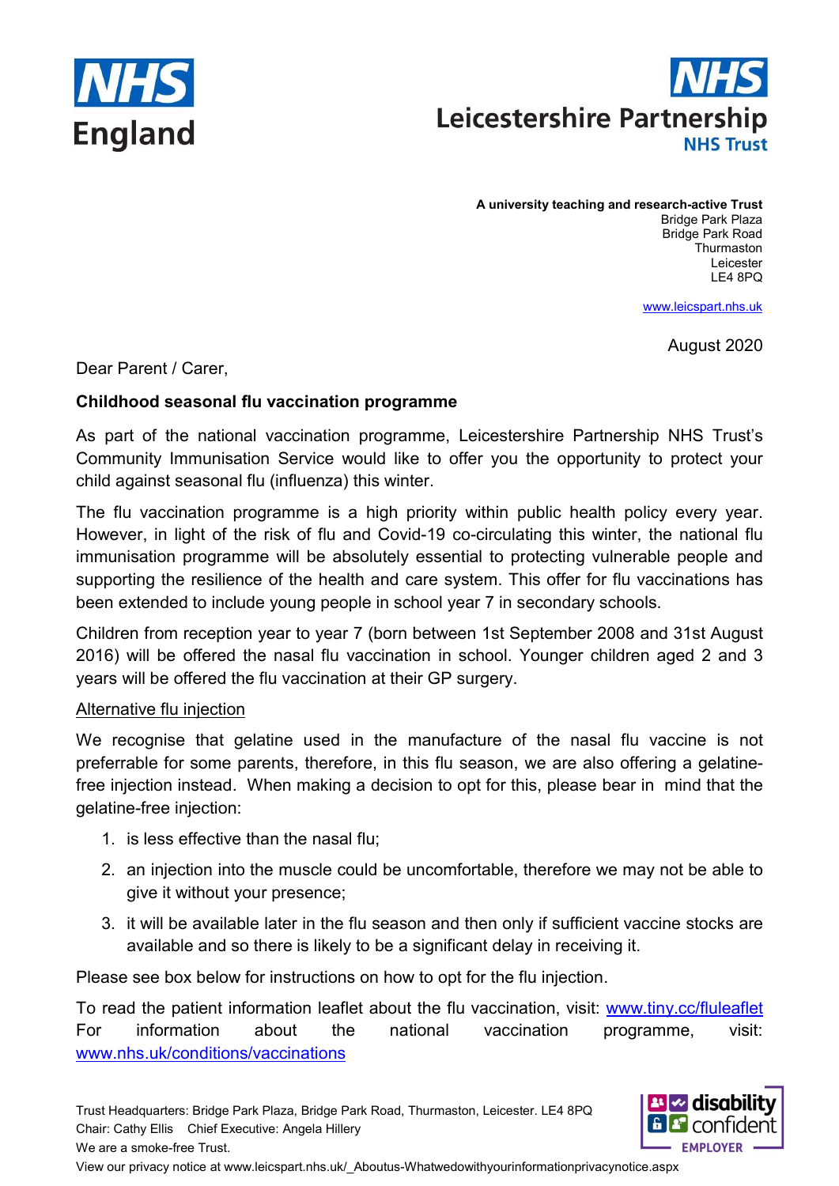NHS England

NHS Leicestershire Partnership NHS Trust

**A university teaching and research-active Trust**
Bridge Park Plaza
Bridge Park Road
Thurmaston
Leicester
LE4 8PQ

www.leicspart.nhs.uk

August 2020

Dear Parent / Carer,

**Childhood seasonal flu vaccination programme**

As part of the national vaccination programme, Leicestershire Partnership NHS Trust's Community Immunisation Service would like to offer you the opportunity to protect your child against seasonal flu (influenza) this winter.

The flu vaccination programme is a high priority within public health policy every year. However, in light of the risk of flu and Covid-19 co-circulating this winter, the national flu immunisation programme will be absolutely essential to protecting vulnerable people and supporting the resilience of the health and care system. This offer for flu vaccinations has been extended to include young people in school year 7 in secondary schools.

Children from reception year to year 7 (born between 1st September 2008 and 31st August 2016) will be offered the nasal flu vaccination in school. Younger children aged 2 and 3 years will be offered the flu vaccination at their GP surgery.

<u>Alternative flu injection</u>

We recognise that gelatine used in the manufacture of the nasal flu vaccine is not preferrable for some parents, therefore, in this flu season, we are also offering a gelatine-free injection instead. When making a decision to opt for this, please bear in mind that the gelatine-free injection:

1. is less effective than the nasal flu;
2. an injection into the muscle could be uncomfortable, therefore we may not be able to give it without your presence;
3. it will be available later in the flu season and then only if sufficient vaccine stocks are available and so there is likely to be a significant delay in receiving it.

Please see box below for instructions on how to opt for the flu injection.

To read the patient information leaflet about the flu vaccination, visit: www.tiny.cc/fluleaflet
For information about the national vaccination programme, visit: www.nhs.uk/conditions/vaccinations

Trust Headquarters: Bridge Park Plaza, Bridge Park Road, Thurmaston, Leicester. LE4 8PQ
Chair: Cathy Ellis  Chief Executive: Angela Hillery
We are a smoke-free Trust.
View our privacy notice at www.leicspart.nhs.uk/_Aboutus-Whatwedowithyourinformationprivacynotice.aspx

disability confident EMPLOYER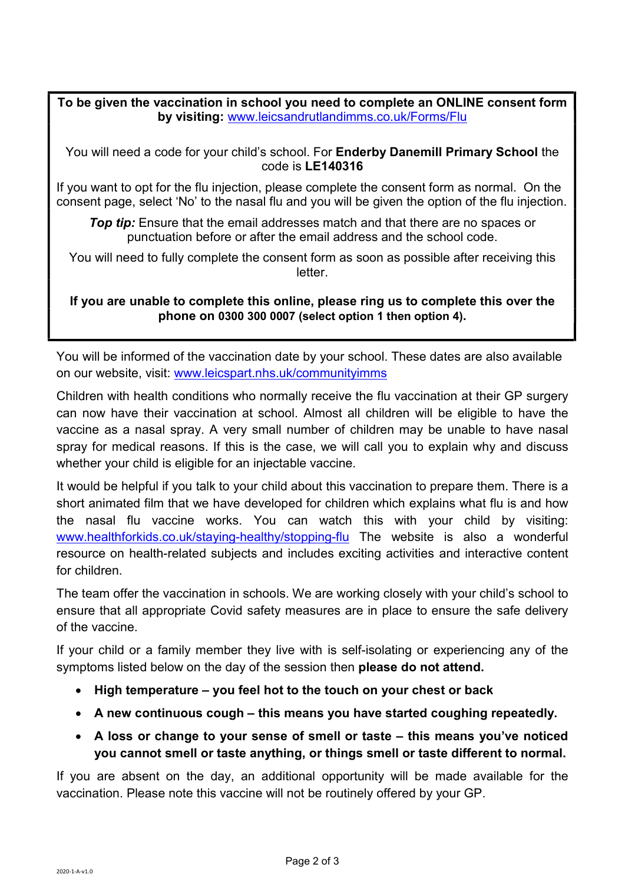**To be given the vaccination in school you need to complete an ONLINE consent form by visiting:** www.leicsandrutlandimms.co.uk/Forms/Flu

You will need a code for your child's school. For **Enderby Danemill Primary School** the code is **LE140316**

If you want to opt for the flu injection, please complete the consent form as normal. On the consent page, select 'No' to the nasal flu and you will be given the option of the flu injection.

***Top tip:*** Ensure that the email addresses match and that there are no spaces or punctuation before or after the email address and the school code.

You will need to fully complete the consent form as soon as possible after receiving this letter.

**If you are unable to complete this online, please ring us to complete this over the phone on 0300 300 0007 (select option 1 then option 4).**

You will be informed of the vaccination date by your school. These dates are also available on our website, visit: www.leicspart.nhs.uk/communityimms

Children with health conditions who normally receive the flu vaccination at their GP surgery can now have their vaccination at school. Almost all children will be eligible to have the vaccine as a nasal spray. A very small number of children may be unable to have nasal spray for medical reasons. If this is the case, we will call you to explain why and discuss whether your child is eligible for an injectable vaccine.

It would be helpful if you talk to your child about this vaccination to prepare them. There is a short animated film that we have developed for children which explains what flu is and how the nasal flu vaccine works. You can watch this with your child by visiting: www.healthforkids.co.uk/staying-healthy/stopping-flu The website is also a wonderful resource on health-related subjects and includes exciting activities and interactive content for children.

The team offer the vaccination in schools. We are working closely with your child's school to ensure that all appropriate Covid safety measures are in place to ensure the safe delivery of the vaccine.

If your child or a family member they live with is self-isolating or experiencing any of the symptoms listed below on the day of the session then **please do not attend.**

- **High temperature – you feel hot to the touch on your chest or back**
- **A new continuous cough – this means you have started coughing repeatedly.**
- **A loss or change to your sense of smell or taste – this means you've noticed you cannot smell or taste anything, or things smell or taste different to normal.**

If you are absent on the day, an additional opportunity will be made available for the vaccination. Please note this vaccine will not be routinely offered by your GP.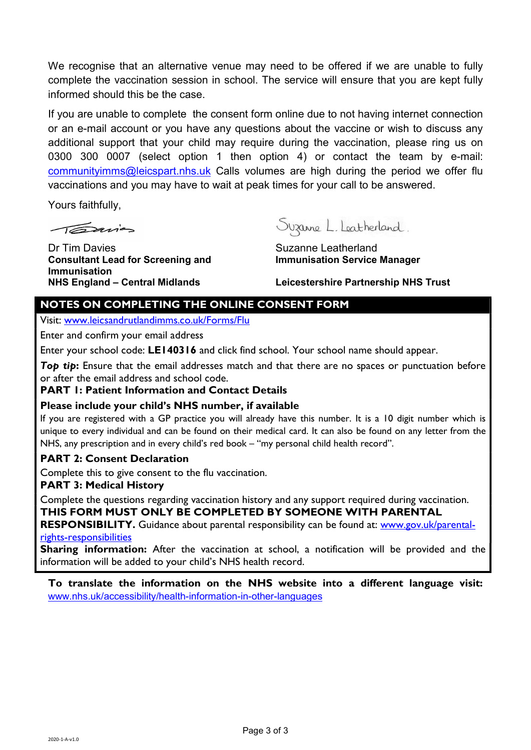We recognise that an alternative venue may need to be offered if we are unable to fully complete the vaccination session in school. The service will ensure that you are kept fully informed should this be the case.

If you are unable to complete the consent form online due to not having internet connection or an e-mail account or you have any questions about the vaccine or wish to discuss any additional support that your child may require during the vaccination, please ring us on 0300 300 0007 (select option 1 then option 4) or contact the team by e-mail: communityimms@leicspart.nhs.uk Calls volumes are high during the period we offer flu vaccinations and you may have to wait at peak times for your call to be answered.

Yours faithfully,

Dr Tim Davies
**Consultant Lead for Screening and Immunisation**
**NHS England – Central Midlands**

Suzanne Leatherland
**Immunisation Service Manager**

**Leicestershire Partnership NHS Trust**

## NOTES ON COMPLETING THE ONLINE CONSENT FORM

Visit: www.leicsandrutlandimms.co.uk/Forms/Flu

Enter and confirm your email address

Enter your school code: **LE140316** and click find school. Your school name should appear.

***Top tip*:** Ensure that the email addresses match and that there are no spaces or punctuation before or after the email address and school code.

**PART 1: Patient Information and Contact Details**

**Please include your child's NHS number, if available**

If you are registered with a GP practice you will already have this number. It is a 10 digit number which is unique to every individual and can be found on their medical card. It can also be found on any letter from the NHS, any prescription and in every child's red book – "my personal child health record".

**PART 2: Consent Declaration**

Complete this to give consent to the flu vaccination.

**PART 3: Medical History**

Complete the questions regarding vaccination history and any support required during vaccination.

**THIS FORM MUST ONLY BE COMPLETED BY SOMEONE WITH PARENTAL RESPONSIBILITY.** Guidance about parental responsibility can be found at: www.gov.uk/parental-rights-responsibilities

**Sharing information:** After the vaccination at school, a notification will be provided and the information will be added to your child's NHS health record.

**To translate the information on the NHS website into a different language visit:** www.nhs.uk/accessibility/health-information-in-other-languages

2020-1-A-v1.0